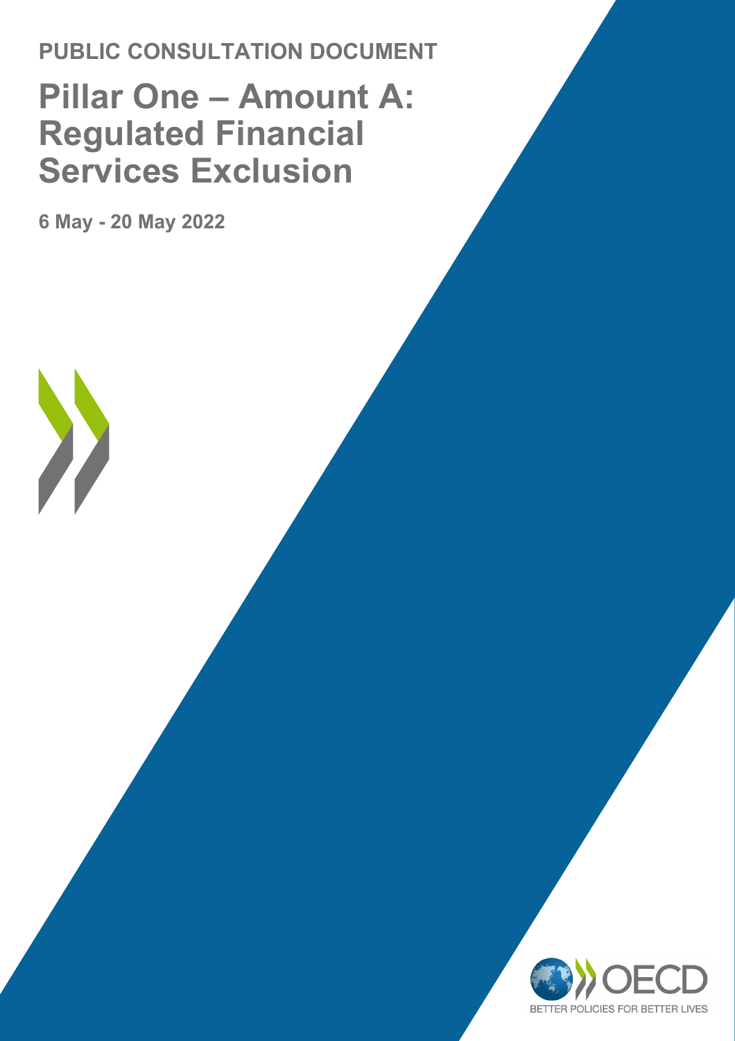**PUBLIC CONSULTATION DOCUMENT**

# Pillar One – Amount A: Regulated Financial Services Exclusion

**6 May - 20 May 2022**

BETTER POLICIES FOR BETTER LIVES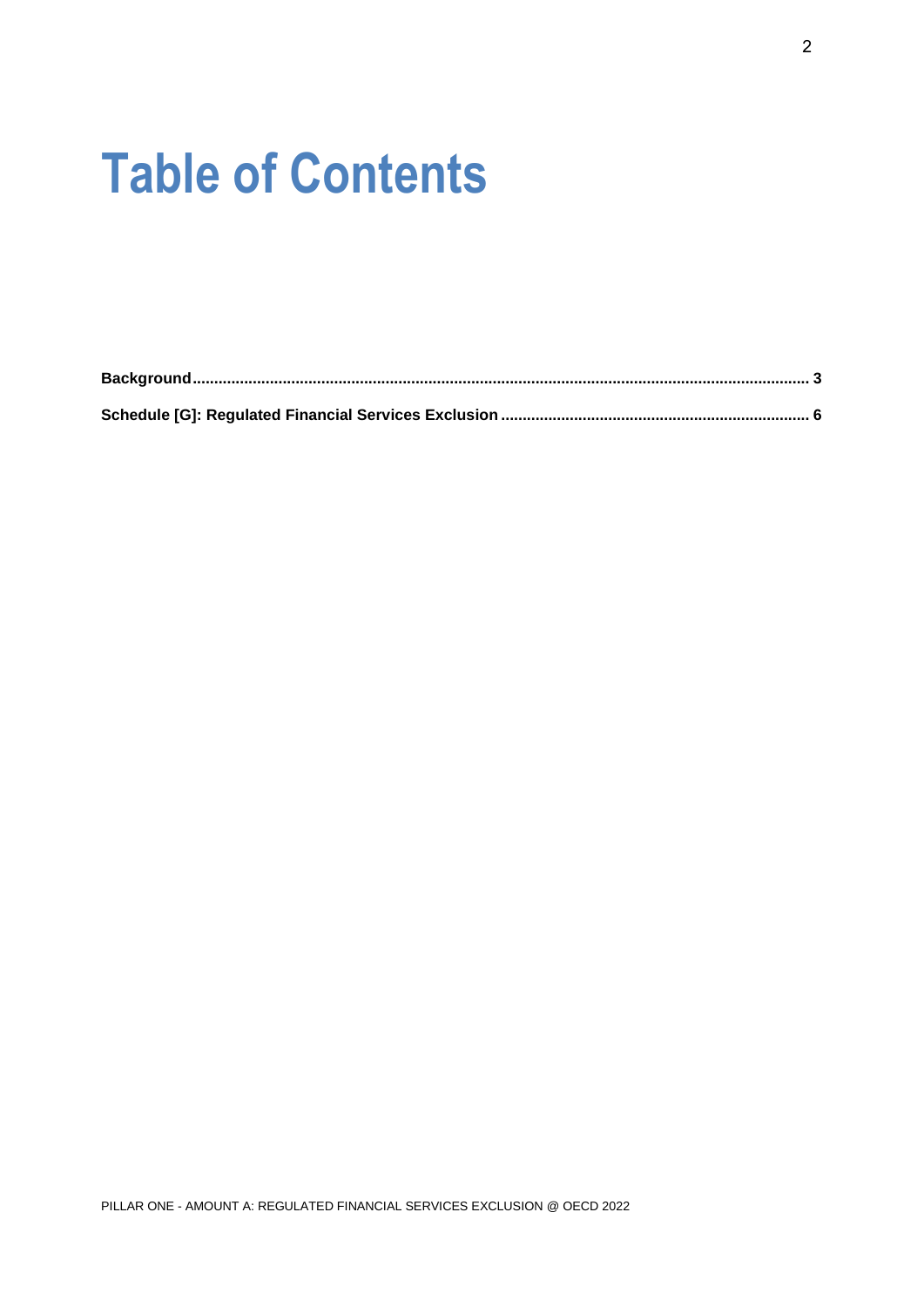# Table of Contents

**Background** ............................................................................................................................................. **3**

**Schedule [G]: Regulated Financial Services Exclusion** ....................................................................... **6**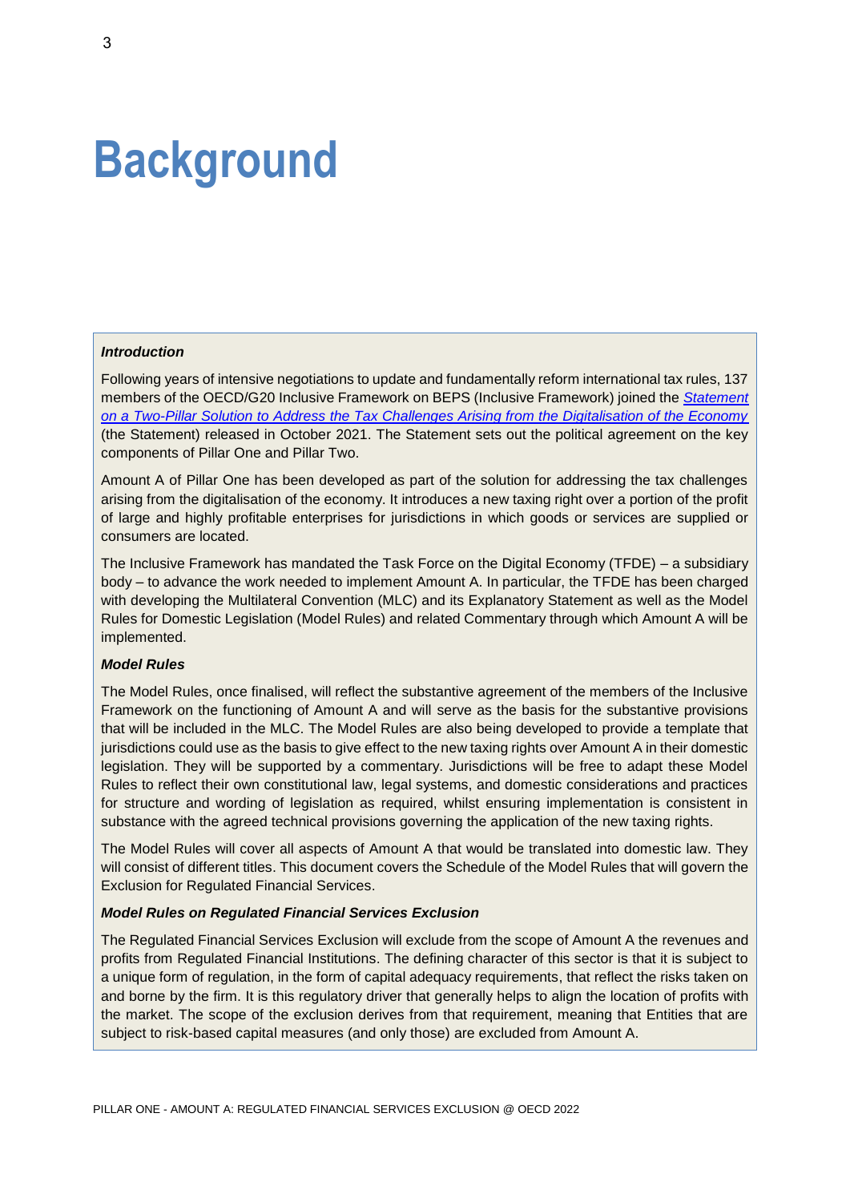# Background

***Introduction***

Following years of intensive negotiations to update and fundamentally reform international tax rules, 137 members of the OECD/G20 Inclusive Framework on BEPS (Inclusive Framework) joined the *Statement on a Two-Pillar Solution to Address the Tax Challenges Arising from the Digitalisation of the Economy* (the Statement) released in October 2021. The Statement sets out the political agreement on the key components of Pillar One and Pillar Two.

Amount A of Pillar One has been developed as part of the solution for addressing the tax challenges arising from the digitalisation of the economy. It introduces a new taxing right over a portion of the profit of large and highly profitable enterprises for jurisdictions in which goods or services are supplied or consumers are located.

The Inclusive Framework has mandated the Task Force on the Digital Economy (TFDE) – a subsidiary body – to advance the work needed to implement Amount A. In particular, the TFDE has been charged with developing the Multilateral Convention (MLC) and its Explanatory Statement as well as the Model Rules for Domestic Legislation (Model Rules) and related Commentary through which Amount A will be implemented.

***Model Rules***

The Model Rules, once finalised, will reflect the substantive agreement of the members of the Inclusive Framework on the functioning of Amount A and will serve as the basis for the substantive provisions that will be included in the MLC. The Model Rules are also being developed to provide a template that jurisdictions could use as the basis to give effect to the new taxing rights over Amount A in their domestic legislation. They will be supported by a commentary. Jurisdictions will be free to adapt these Model Rules to reflect their own constitutional law, legal systems, and domestic considerations and practices for structure and wording of legislation as required, whilst ensuring implementation is consistent in substance with the agreed technical provisions governing the application of the new taxing rights.

The Model Rules will cover all aspects of Amount A that would be translated into domestic law. They will consist of different titles. This document covers the Schedule of the Model Rules that will govern the Exclusion for Regulated Financial Services.

***Model Rules on Regulated Financial Services Exclusion***

The Regulated Financial Services Exclusion will exclude from the scope of Amount A the revenues and profits from Regulated Financial Institutions. The defining character of this sector is that it is subject to a unique form of regulation, in the form of capital adequacy requirements, that reflect the risks taken on and borne by the firm. It is this regulatory driver that generally helps to align the location of profits with the market. The scope of the exclusion derives from that requirement, meaning that Entities that are subject to risk-based capital measures (and only those) are excluded from Amount A.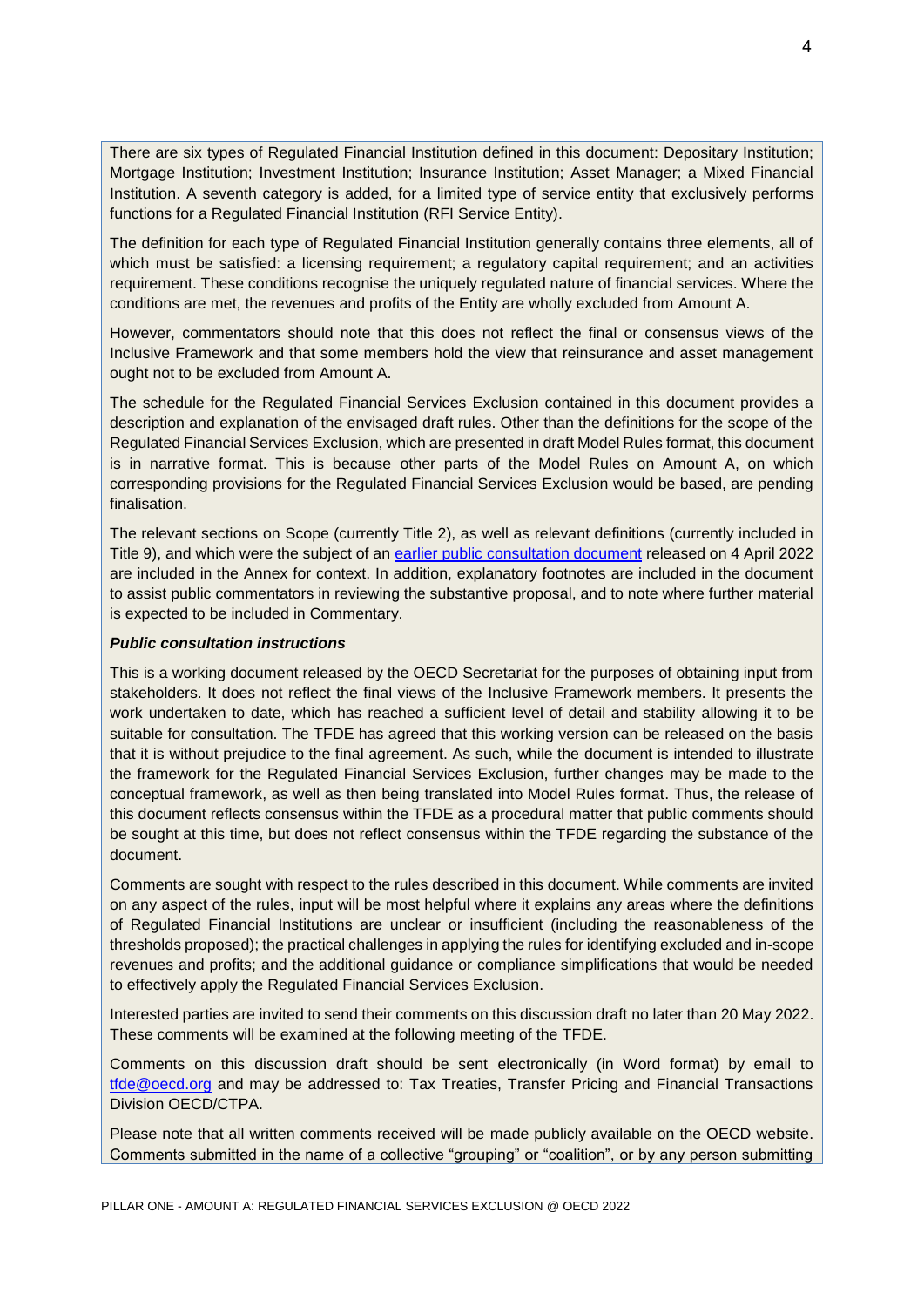There are six types of Regulated Financial Institution defined in this document: Depositary Institution; Mortgage Institution; Investment Institution; Insurance Institution; Asset Manager; a Mixed Financial Institution. A seventh category is added, for a limited type of service entity that exclusively performs functions for a Regulated Financial Institution (RFI Service Entity).

The definition for each type of Regulated Financial Institution generally contains three elements, all of which must be satisfied: a licensing requirement; a regulatory capital requirement; and an activities requirement. These conditions recognise the uniquely regulated nature of financial services. Where the conditions are met, the revenues and profits of the Entity are wholly excluded from Amount A.

However, commentators should note that this does not reflect the final or consensus views of the Inclusive Framework and that some members hold the view that reinsurance and asset management ought not to be excluded from Amount A.

The schedule for the Regulated Financial Services Exclusion contained in this document provides a description and explanation of the envisaged draft rules. Other than the definitions for the scope of the Regulated Financial Services Exclusion, which are presented in draft Model Rules format, this document is in narrative format. This is because other parts of the Model Rules on Amount A, on which corresponding provisions for the Regulated Financial Services Exclusion would be based, are pending finalisation.

The relevant sections on Scope (currently Title 2), as well as relevant definitions (currently included in Title 9), and which were the subject of an [earlier public consultation document](earlier public consultation document) released on 4 April 2022 are included in the Annex for context. In addition, explanatory footnotes are included in the document to assist public commentators in reviewing the substantive proposal, and to note where further material is expected to be included in Commentary.

***Public consultation instructions***

This is a working document released by the OECD Secretariat for the purposes of obtaining input from stakeholders. It does not reflect the final views of the Inclusive Framework members. It presents the work undertaken to date, which has reached a sufficient level of detail and stability allowing it to be suitable for consultation. The TFDE has agreed that this working version can be released on the basis that it is without prejudice to the final agreement. As such, while the document is intended to illustrate the framework for the Regulated Financial Services Exclusion, further changes may be made to the conceptual framework, as well as then being translated into Model Rules format. Thus, the release of this document reflects consensus within the TFDE as a procedural matter that public comments should be sought at this time, but does not reflect consensus within the TFDE regarding the substance of the document.

Comments are sought with respect to the rules described in this document. While comments are invited on any aspect of the rules, input will be most helpful where it explains any areas where the definitions of Regulated Financial Institutions are unclear or insufficient (including the reasonableness of the thresholds proposed); the practical challenges in applying the rules for identifying excluded and in-scope revenues and profits; and the additional guidance or compliance simplifications that would be needed to effectively apply the Regulated Financial Services Exclusion.

Interested parties are invited to send their comments on this discussion draft no later than 20 May 2022. These comments will be examined at the following meeting of the TFDE.

Comments on this discussion draft should be sent electronically (in Word format) by email to [tfde@oecd.org](mailto:tfde@oecd.org) and may be addressed to: Tax Treaties, Transfer Pricing and Financial Transactions Division OECD/CTPA.

Please note that all written comments received will be made publicly available on the OECD website. Comments submitted in the name of a collective "grouping" or "coalition", or by any person submitting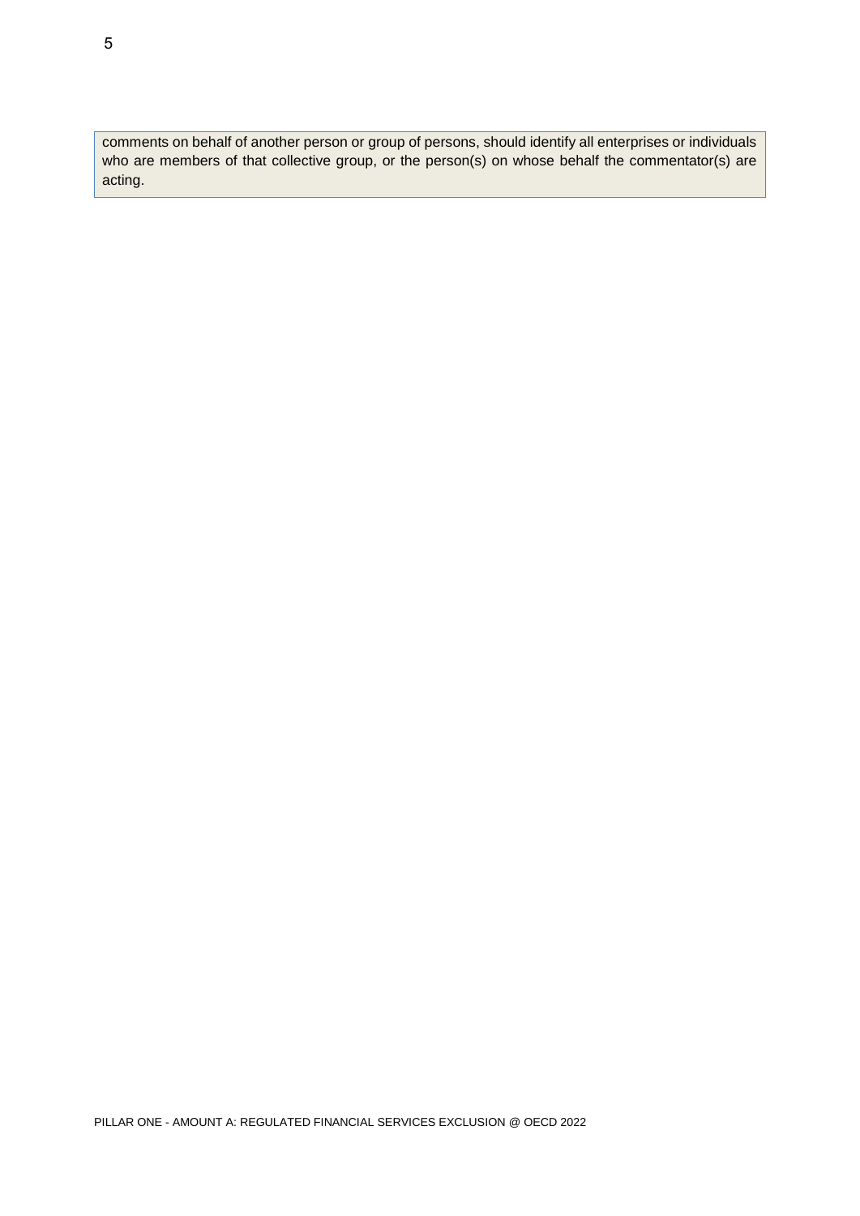comments on behalf of another person or group of persons, should identify all enterprises or individuals who are members of that collective group, or the person(s) on whose behalf the commentator(s) are acting.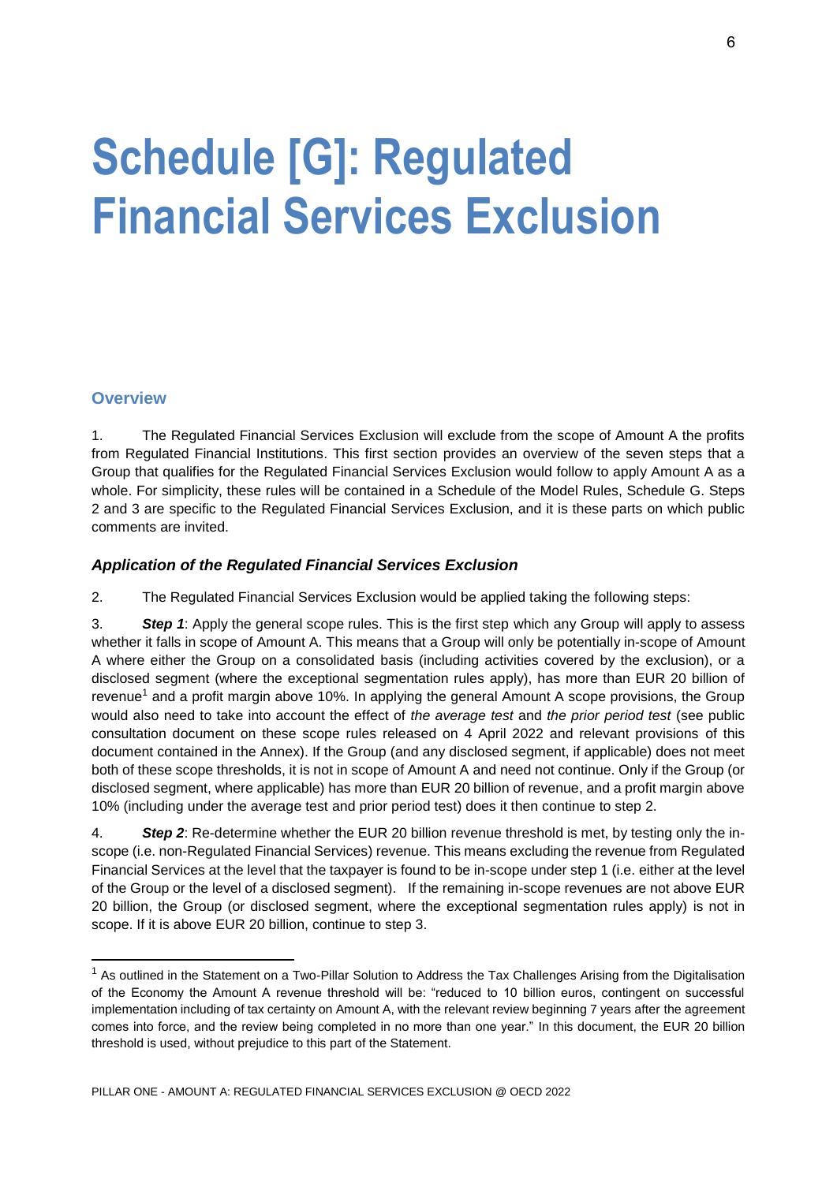# Schedule [G]: Regulated Financial Services Exclusion

## Overview

1. The Regulated Financial Services Exclusion will exclude from the scope of Amount A the profits from Regulated Financial Institutions. This first section provides an overview of the seven steps that a Group that qualifies for the Regulated Financial Services Exclusion would follow to apply Amount A as a whole. For simplicity, these rules will be contained in a Schedule of the Model Rules, Schedule G. Steps 2 and 3 are specific to the Regulated Financial Services Exclusion, and it is these parts on which public comments are invited.

### *Application of the Regulated Financial Services Exclusion*

2. The Regulated Financial Services Exclusion would be applied taking the following steps:

3. ***Step 1***: Apply the general scope rules. This is the first step which any Group will apply to assess whether it falls in scope of Amount A. This means that a Group will only be potentially in-scope of Amount A where either the Group on a consolidated basis (including activities covered by the exclusion), or a disclosed segment (where the exceptional segmentation rules apply), has more than EUR 20 billion of revenue[1] and a profit margin above 10%. In applying the general Amount A scope provisions, the Group would also need to take into account the effect of *the average test* and *the prior period test* (see public consultation document on these scope rules released on 4 April 2022 and relevant provisions of this document contained in the Annex). If the Group (and any disclosed segment, if applicable) does not meet both of these scope thresholds, it is not in scope of Amount A and need not continue. Only if the Group (or disclosed segment, where applicable) has more than EUR 20 billion of revenue, and a profit margin above 10% (including under the average test and prior period test) does it then continue to step 2.

4. ***Step 2***: Re-determine whether the EUR 20 billion revenue threshold is met, by testing only the in-scope (i.e. non-Regulated Financial Services) revenue. This means excluding the revenue from Regulated Financial Services at the level that the taxpayer is found to be in-scope under step 1 (i.e. either at the level of the Group or the level of a disclosed segment). If the remaining in-scope revenues are not above EUR 20 billion, the Group (or disclosed segment, where the exceptional segmentation rules apply) is not in scope. If it is above EUR 20 billion, continue to step 3.

[1] As outlined in the Statement on a Two-Pillar Solution to Address the Tax Challenges Arising from the Digitalisation of the Economy the Amount A revenue threshold will be: "reduced to 10 billion euros, contingent on successful implementation including of tax certainty on Amount A, with the relevant review beginning 7 years after the agreement comes into force, and the review being completed in no more than one year." In this document, the EUR 20 billion threshold is used, without prejudice to this part of the Statement.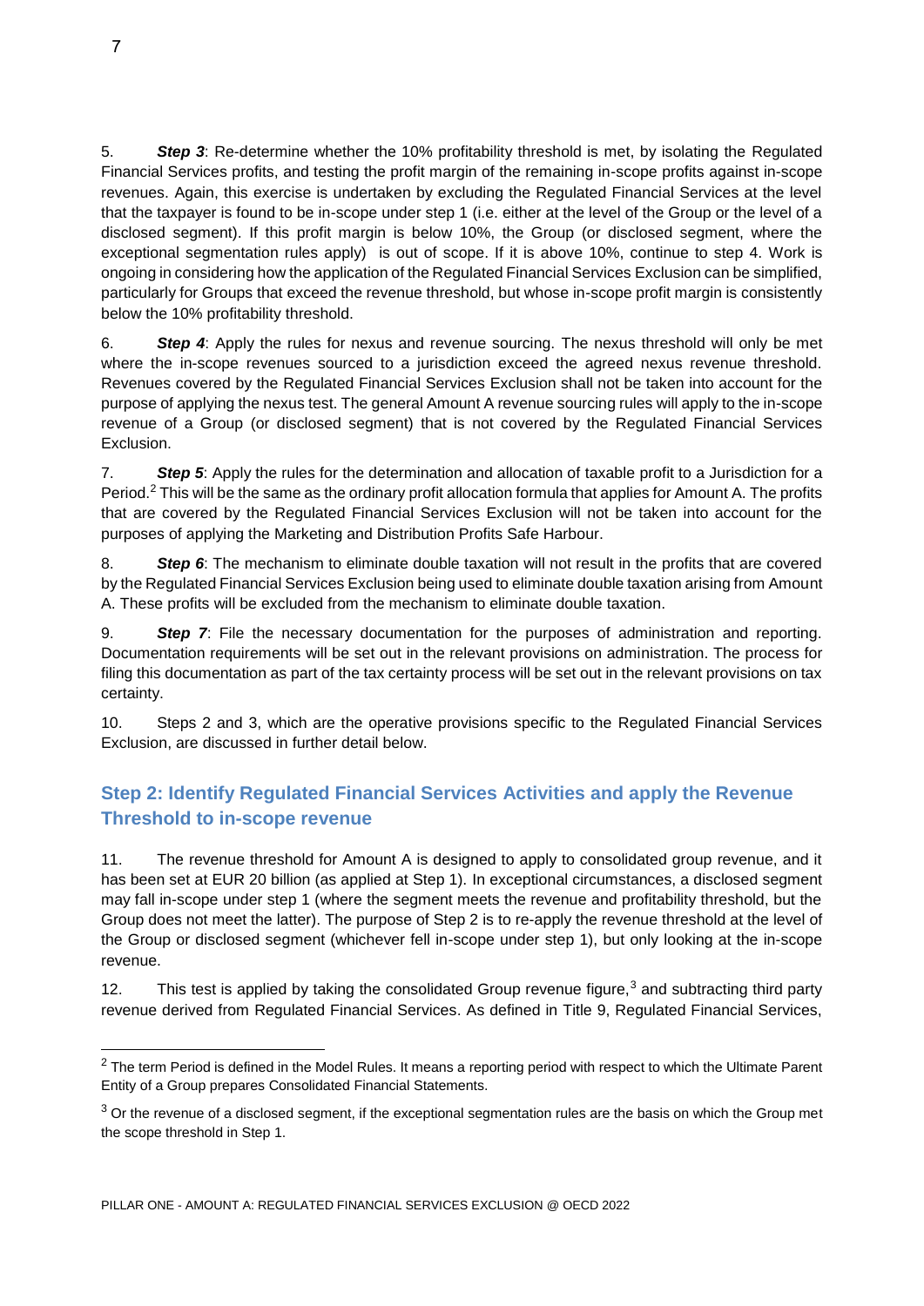5. ***Step 3***: Re-determine whether the 10% profitability threshold is met, by isolating the Regulated Financial Services profits, and testing the profit margin of the remaining in-scope profits against in-scope revenues. Again, this exercise is undertaken by excluding the Regulated Financial Services at the level that the taxpayer is found to be in-scope under step 1 (i.e. either at the level of the Group or the level of a disclosed segment). If this profit margin is below 10%, the Group (or disclosed segment, where the exceptional segmentation rules apply) is out of scope. If it is above 10%, continue to step 4. Work is ongoing in considering how the application of the Regulated Financial Services Exclusion can be simplified, particularly for Groups that exceed the revenue threshold, but whose in-scope profit margin is consistently below the 10% profitability threshold.

6. ***Step 4***: Apply the rules for nexus and revenue sourcing. The nexus threshold will only be met where the in-scope revenues sourced to a jurisdiction exceed the agreed nexus revenue threshold. Revenues covered by the Regulated Financial Services Exclusion shall not be taken into account for the purpose of applying the nexus test. The general Amount A revenue sourcing rules will apply to the in-scope revenue of a Group (or disclosed segment) that is not covered by the Regulated Financial Services Exclusion.

7. ***Step 5***: Apply the rules for the determination and allocation of taxable profit to a Jurisdiction for a Period.[2] This will be the same as the ordinary profit allocation formula that applies for Amount A. The profits that are covered by the Regulated Financial Services Exclusion will not be taken into account for the purposes of applying the Marketing and Distribution Profits Safe Harbour.

8. ***Step 6***: The mechanism to eliminate double taxation will not result in the profits that are covered by the Regulated Financial Services Exclusion being used to eliminate double taxation arising from Amount A. These profits will be excluded from the mechanism to eliminate double taxation.

9. ***Step 7***: File the necessary documentation for the purposes of administration and reporting. Documentation requirements will be set out in the relevant provisions on administration. The process for filing this documentation as part of the tax certainty process will be set out in the relevant provisions on tax certainty.

10. Steps 2 and 3, which are the operative provisions specific to the Regulated Financial Services Exclusion, are discussed in further detail below.

## Step 2: Identify Regulated Financial Services Activities and apply the Revenue Threshold to in-scope revenue

11. The revenue threshold for Amount A is designed to apply to consolidated group revenue, and it has been set at EUR 20 billion (as applied at Step 1). In exceptional circumstances, a disclosed segment may fall in-scope under step 1 (where the segment meets the revenue and profitability threshold, but the Group does not meet the latter). The purpose of Step 2 is to re-apply the revenue threshold at the level of the Group or disclosed segment (whichever fell in-scope under step 1), but only looking at the in-scope revenue.

12. This test is applied by taking the consolidated Group revenue figure,[3] and subtracting third party revenue derived from Regulated Financial Services. As defined in Title 9, Regulated Financial Services,

---

[2] The term Period is defined in the Model Rules. It means a reporting period with respect to which the Ultimate Parent Entity of a Group prepares Consolidated Financial Statements.

[3] Or the revenue of a disclosed segment, if the exceptional segmentation rules are the basis on which the Group met the scope threshold in Step 1.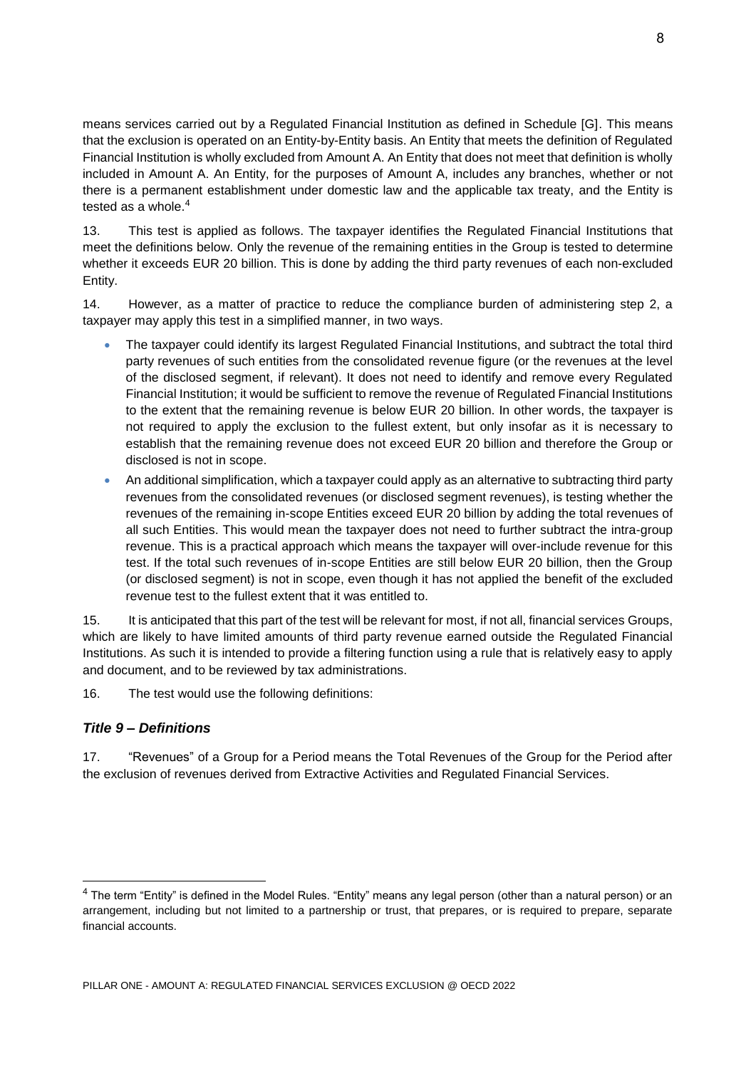means services carried out by a Regulated Financial Institution as defined in Schedule [G]. This means that the exclusion is operated on an Entity-by-Entity basis. An Entity that meets the definition of Regulated Financial Institution is wholly excluded from Amount A. An Entity that does not meet that definition is wholly included in Amount A. An Entity, for the purposes of Amount A, includes any branches, whether or not there is a permanent establishment under domestic law and the applicable tax treaty, and the Entity is tested as a whole.[4]

13. This test is applied as follows. The taxpayer identifies the Regulated Financial Institutions that meet the definitions below. Only the revenue of the remaining entities in the Group is tested to determine whether it exceeds EUR 20 billion. This is done by adding the third party revenues of each non-excluded Entity.

14. However, as a matter of practice to reduce the compliance burden of administering step 2, a taxpayer may apply this test in a simplified manner, in two ways.

- The taxpayer could identify its largest Regulated Financial Institutions, and subtract the total third party revenues of such entities from the consolidated revenue figure (or the revenues at the level of the disclosed segment, if relevant). It does not need to identify and remove every Regulated Financial Institution; it would be sufficient to remove the revenue of Regulated Financial Institutions to the extent that the remaining revenue is below EUR 20 billion. In other words, the taxpayer is not required to apply the exclusion to the fullest extent, but only insofar as it is necessary to establish that the remaining revenue does not exceed EUR 20 billion and therefore the Group or disclosed is not in scope.
- An additional simplification, which a taxpayer could apply as an alternative to subtracting third party revenues from the consolidated revenues (or disclosed segment revenues), is testing whether the revenues of the remaining in-scope Entities exceed EUR 20 billion by adding the total revenues of all such Entities. This would mean the taxpayer does not need to further subtract the intra-group revenue. This is a practical approach which means the taxpayer will over-include revenue for this test. If the total such revenues of in-scope Entities are still below EUR 20 billion, then the Group (or disclosed segment) is not in scope, even though it has not applied the benefit of the excluded revenue test to the fullest extent that it was entitled to.

15. It is anticipated that this part of the test will be relevant for most, if not all, financial services Groups, which are likely to have limited amounts of third party revenue earned outside the Regulated Financial Institutions. As such it is intended to provide a filtering function using a rule that is relatively easy to apply and document, and to be reviewed by tax administrations.

16. The test would use the following definitions:

### *Title 9 – Definitions*

17. "Revenues" of a Group for a Period means the Total Revenues of the Group for the Period after the exclusion of revenues derived from Extractive Activities and Regulated Financial Services.

[4] The term "Entity" is defined in the Model Rules. "Entity" means any legal person (other than a natural person) or an arrangement, including but not limited to a partnership or trust, that prepares, or is required to prepare, separate financial accounts.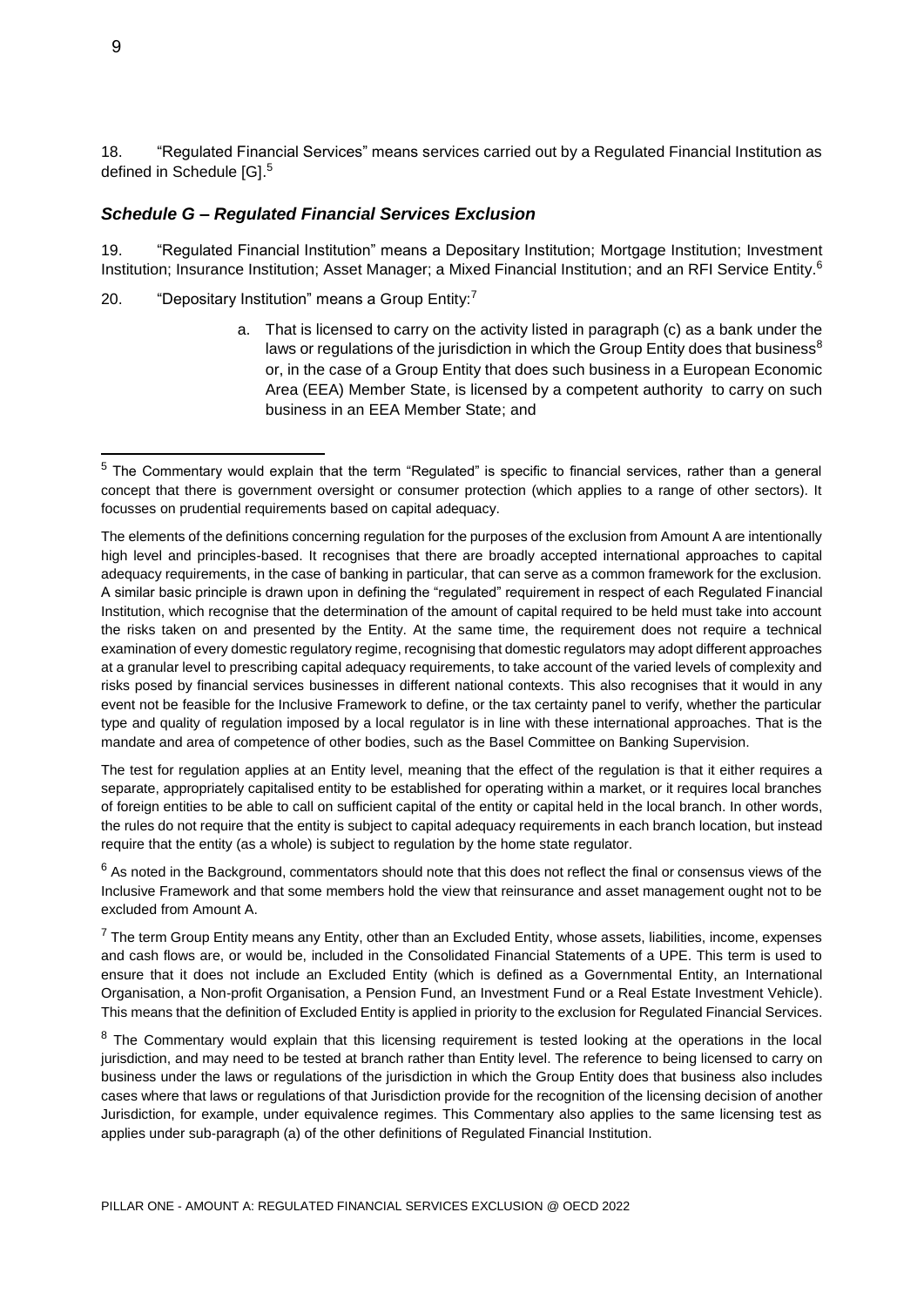18. "Regulated Financial Services" means services carried out by a Regulated Financial Institution as defined in Schedule [G].[5]

### *Schedule G – Regulated Financial Services Exclusion*

19. "Regulated Financial Institution" means a Depositary Institution; Mortgage Institution; Investment Institution; Insurance Institution; Asset Manager; a Mixed Financial Institution; and an RFI Service Entity.[6]

20. "Depositary Institution" means a Group Entity:[7]

   a. That is licensed to carry on the activity listed in paragraph (c) as a bank under the laws or regulations of the jurisdiction in which the Group Entity does that business[8] or, in the case of a Group Entity that does such business in a European Economic Area (EEA) Member State, is licensed by a competent authority to carry on such business in an EEA Member State; and

---

[5] The Commentary would explain that the term "Regulated" is specific to financial services, rather than a general concept that there is government oversight or consumer protection (which applies to a range of other sectors). It focusses on prudential requirements based on capital adequacy.

The elements of the definitions concerning regulation for the purposes of the exclusion from Amount A are intentionally high level and principles-based. It recognises that there are broadly accepted international approaches to capital adequacy requirements, in the case of banking in particular, that can serve as a common framework for the exclusion. A similar basic principle is drawn upon in defining the "regulated" requirement in respect of each Regulated Financial Institution, which recognise that the determination of the amount of capital required to be held must take into account the risks taken on and presented by the Entity. At the same time, the requirement does not require a technical examination of every domestic regulatory regime, recognising that domestic regulators may adopt different approaches at a granular level to prescribing capital adequacy requirements, to take account of the varied levels of complexity and risks posed by financial services businesses in different national contexts. This also recognises that it would in any event not be feasible for the Inclusive Framework to define, or the tax certainty panel to verify, whether the particular type and quality of regulation imposed by a local regulator is in line with these international approaches. That is the mandate and area of competence of other bodies, such as the Basel Committee on Banking Supervision.

The test for regulation applies at an Entity level, meaning that the effect of the regulation is that it either requires a separate, appropriately capitalised entity to be established for operating within a market, or it requires local branches of foreign entities to be able to call on sufficient capital of the entity or capital held in the local branch. In other words, the rules do not require that the entity is subject to capital adequacy requirements in each branch location, but instead require that the entity (as a whole) is subject to regulation by the home state regulator.

[6] As noted in the Background, commentators should note that this does not reflect the final or consensus views of the Inclusive Framework and that some members hold the view that reinsurance and asset management ought not to be excluded from Amount A.

[7] The term Group Entity means any Entity, other than an Excluded Entity, whose assets, liabilities, income, expenses and cash flows are, or would be, included in the Consolidated Financial Statements of a UPE. This term is used to ensure that it does not include an Excluded Entity (which is defined as a Governmental Entity, an International Organisation, a Non-profit Organisation, a Pension Fund, an Investment Fund or a Real Estate Investment Vehicle). This means that the definition of Excluded Entity is applied in priority to the exclusion for Regulated Financial Services.

[8] The Commentary would explain that this licensing requirement is tested looking at the operations in the local jurisdiction, and may need to be tested at branch rather than Entity level. The reference to being licensed to carry on business under the laws or regulations of the jurisdiction in which the Group Entity does that business also includes cases where that laws or regulations of that Jurisdiction provide for the recognition of the licensing decision of another Jurisdiction, for example, under equivalence regimes. This Commentary also applies to the same licensing test as applies under sub-paragraph (a) of the other definitions of Regulated Financial Institution.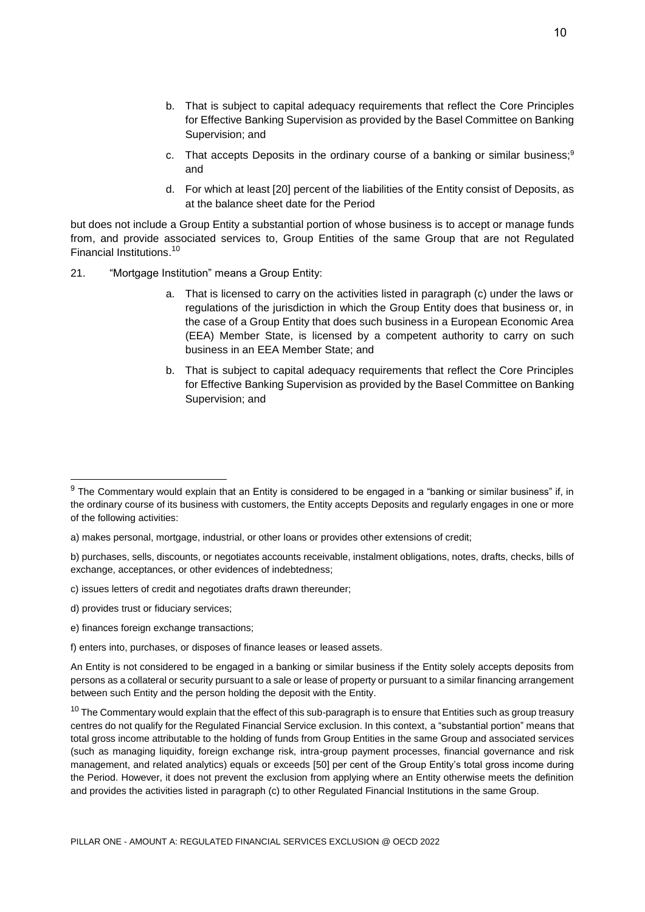b. That is subject to capital adequacy requirements that reflect the Core Principles for Effective Banking Supervision as provided by the Basel Committee on Banking Supervision; and

c. That accepts Deposits in the ordinary course of a banking or similar business;[9] and

d. For which at least [20] percent of the liabilities of the Entity consist of Deposits, as at the balance sheet date for the Period

but does not include a Group Entity a substantial portion of whose business is to accept or manage funds from, and provide associated services to, Group Entities of the same Group that are not Regulated Financial Institutions.[10]

21. "Mortgage Institution" means a Group Entity:

a. That is licensed to carry on the activities listed in paragraph (c) under the laws or regulations of the jurisdiction in which the Group Entity does that business or, in the case of a Group Entity that does such business in a European Economic Area (EEA) Member State, is licensed by a competent authority to carry on such business in an EEA Member State; and

b. That is subject to capital adequacy requirements that reflect the Core Principles for Effective Banking Supervision as provided by the Basel Committee on Banking Supervision; and

---

[9] The Commentary would explain that an Entity is considered to be engaged in a "banking or similar business" if, in the ordinary course of its business with customers, the Entity accepts Deposits and regularly engages in one or more of the following activities:

a) makes personal, mortgage, industrial, or other loans or provides other extensions of credit;

b) purchases, sells, discounts, or negotiates accounts receivable, instalment obligations, notes, drafts, checks, bills of exchange, acceptances, or other evidences of indebtedness;

c) issues letters of credit and negotiates drafts drawn thereunder;

d) provides trust or fiduciary services;

e) finances foreign exchange transactions;

f) enters into, purchases, or disposes of finance leases or leased assets.

An Entity is not considered to be engaged in a banking or similar business if the Entity solely accepts deposits from persons as a collateral or security pursuant to a sale or lease of property or pursuant to a similar financing arrangement between such Entity and the person holding the deposit with the Entity.

[10] The Commentary would explain that the effect of this sub-paragraph is to ensure that Entities such as group treasury centres do not qualify for the Regulated Financial Service exclusion. In this context, a "substantial portion" means that total gross income attributable to the holding of funds from Group Entities in the same Group and associated services (such as managing liquidity, foreign exchange risk, intra-group payment processes, financial governance and risk management, and related analytics) equals or exceeds [50] per cent of the Group Entity's total gross income during the Period. However, it does not prevent the exclusion from applying where an Entity otherwise meets the definition and provides the activities listed in paragraph (c) to other Regulated Financial Institutions in the same Group.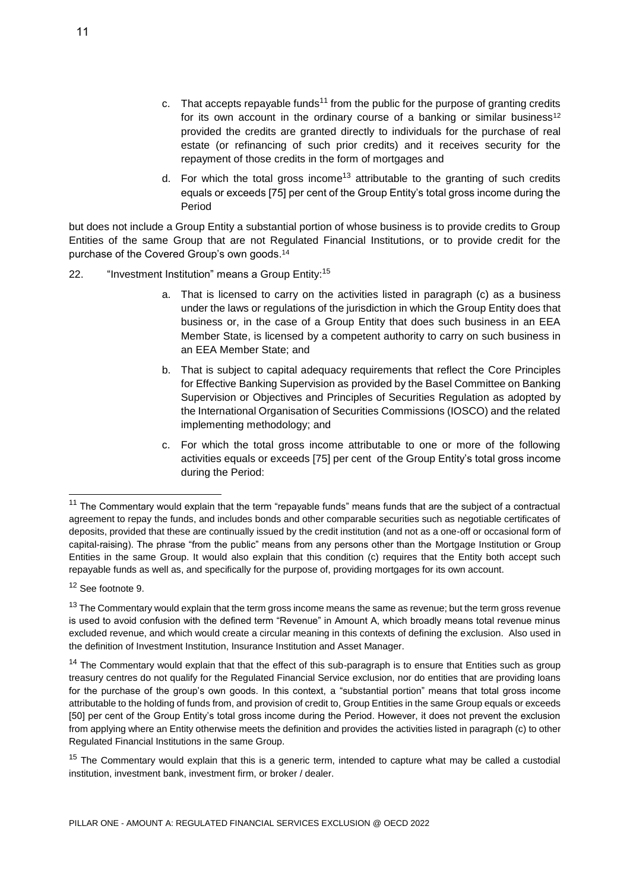c. That accepts repayable funds[11] from the public for the purpose of granting credits for its own account in the ordinary course of a banking or similar business[12] provided the credits are granted directly to individuals for the purchase of real estate (or refinancing of such prior credits) and it receives security for the repayment of those credits in the form of mortgages and

d. For which the total gross income[13] attributable to the granting of such credits equals or exceeds [75] per cent of the Group Entity's total gross income during the Period

but does not include a Group Entity a substantial portion of whose business is to provide credits to Group Entities of the same Group that are not Regulated Financial Institutions, or to provide credit for the purchase of the Covered Group's own goods.[14]

22. "Investment Institution" means a Group Entity:[15]

a. That is licensed to carry on the activities listed in paragraph (c) as a business under the laws or regulations of the jurisdiction in which the Group Entity does that business or, in the case of a Group Entity that does such business in an EEA Member State, is licensed by a competent authority to carry on such business in an EEA Member State; and

b. That is subject to capital adequacy requirements that reflect the Core Principles for Effective Banking Supervision as provided by the Basel Committee on Banking Supervision or Objectives and Principles of Securities Regulation as adopted by the International Organisation of Securities Commissions (IOSCO) and the related implementing methodology; and

c. For which the total gross income attributable to one or more of the following activities equals or exceeds [75] per cent of the Group Entity's total gross income during the Period:

---

[11] The Commentary would explain that the term "repayable funds" means funds that are the subject of a contractual agreement to repay the funds, and includes bonds and other comparable securities such as negotiable certificates of deposits, provided that these are continually issued by the credit institution (and not as a one-off or occasional form of capital-raising). The phrase "from the public" means from any persons other than the Mortgage Institution or Group Entities in the same Group. It would also explain that this condition (c) requires that the Entity both accept such repayable funds as well as, and specifically for the purpose of, providing mortgages for its own account.

[12] See footnote 9.

[13] The Commentary would explain that the term gross income means the same as revenue; but the term gross revenue is used to avoid confusion with the defined term "Revenue" in Amount A, which broadly means total revenue minus excluded revenue, and which would create a circular meaning in this contexts of defining the exclusion. Also used in the definition of Investment Institution, Insurance Institution and Asset Manager.

[14] The Commentary would explain that that the effect of this sub-paragraph is to ensure that Entities such as group treasury centres do not qualify for the Regulated Financial Service exclusion, nor do entities that are providing loans for the purchase of the group's own goods. In this context, a "substantial portion" means that total gross income attributable to the holding of funds from, and provision of credit to, Group Entities in the same Group equals or exceeds [50] per cent of the Group Entity's total gross income during the Period. However, it does not prevent the exclusion from applying where an Entity otherwise meets the definition and provides the activities listed in paragraph (c) to other Regulated Financial Institutions in the same Group.

[15] The Commentary would explain that this is a generic term, intended to capture what may be called a custodial institution, investment bank, investment firm, or broker / dealer.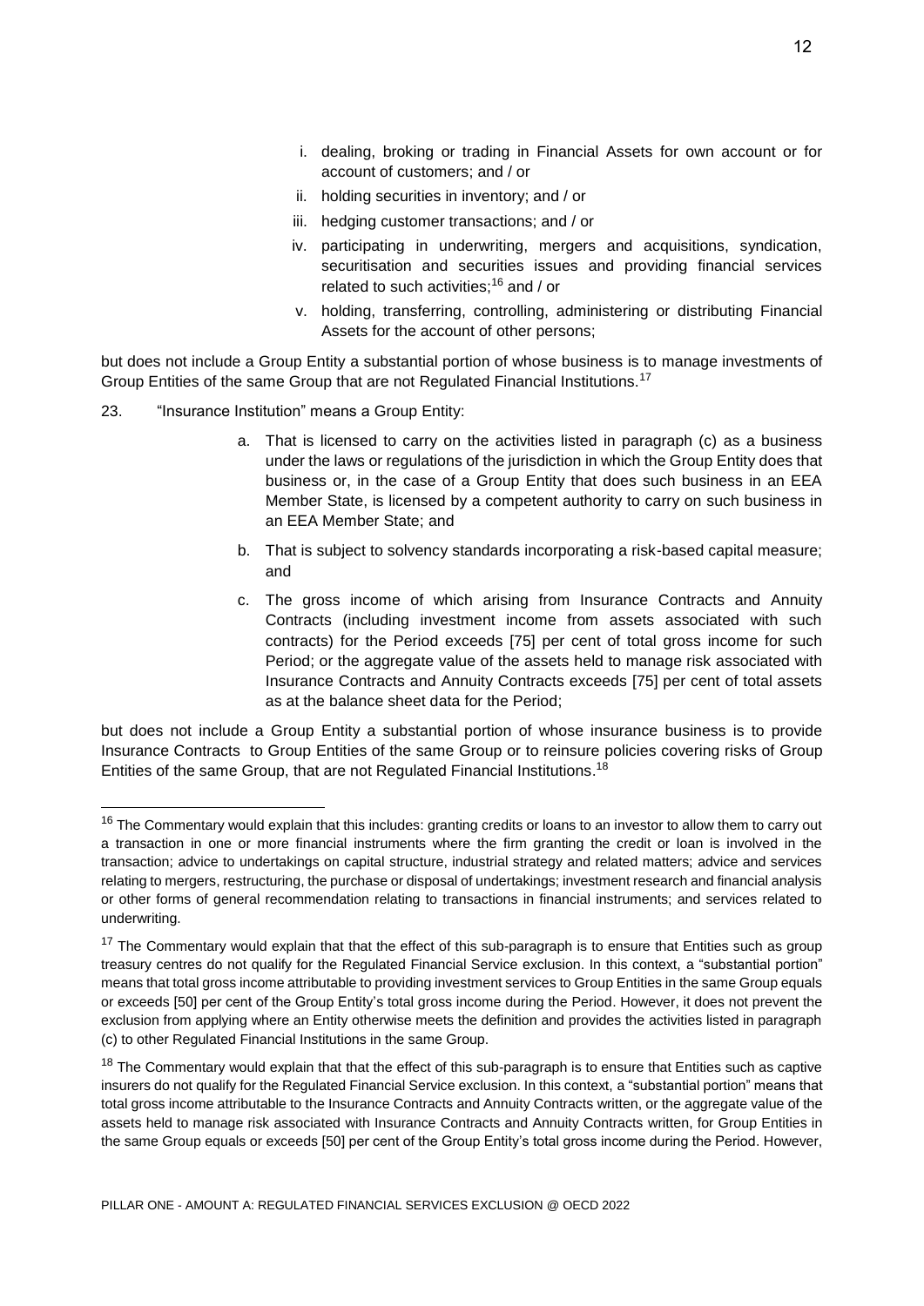i. dealing, broking or trading in Financial Assets for own account or for account of customers; and / or
ii. holding securities in inventory; and / or
iii. hedging customer transactions; and / or
iv. participating in underwriting, mergers and acquisitions, syndication, securitisation and securities issues and providing financial services related to such activities;[16] and / or
v. holding, transferring, controlling, administering or distributing Financial Assets for the account of other persons;

but does not include a Group Entity a substantial portion of whose business is to manage investments of Group Entities of the same Group that are not Regulated Financial Institutions.[17]

23. "Insurance Institution" means a Group Entity:

a. That is licensed to carry on the activities listed in paragraph (c) as a business under the laws or regulations of the jurisdiction in which the Group Entity does that business or, in the case of a Group Entity that does such business in an EEA Member State, is licensed by a competent authority to carry on such business in an EEA Member State; and

b. That is subject to solvency standards incorporating a risk-based capital measure; and

c. The gross income of which arising from Insurance Contracts and Annuity Contracts (including investment income from assets associated with such contracts) for the Period exceeds [75] per cent of total gross income for such Period; or the aggregate value of the assets held to manage risk associated with Insurance Contracts and Annuity Contracts exceeds [75] per cent of total assets as at the balance sheet data for the Period;

but does not include a Group Entity a substantial portion of whose insurance business is to provide Insurance Contracts to Group Entities of the same Group or to reinsure policies covering risks of Group Entities of the same Group, that are not Regulated Financial Institutions.[18]

---

[16] The Commentary would explain that this includes: granting credits or loans to an investor to allow them to carry out a transaction in one or more financial instruments where the firm granting the credit or loan is involved in the transaction; advice to undertakings on capital structure, industrial strategy and related matters; advice and services relating to mergers, restructuring, the purchase or disposal of undertakings; investment research and financial analysis or other forms of general recommendation relating to transactions in financial instruments; and services related to underwriting.

[17] The Commentary would explain that that the effect of this sub-paragraph is to ensure that Entities such as group treasury centres do not qualify for the Regulated Financial Service exclusion. In this context, a "substantial portion" means that total gross income attributable to providing investment services to Group Entities in the same Group equals or exceeds [50] per cent of the Group Entity's total gross income during the Period. However, it does not prevent the exclusion from applying where an Entity otherwise meets the definition and provides the activities listed in paragraph (c) to other Regulated Financial Institutions in the same Group.

[18] The Commentary would explain that that the effect of this sub-paragraph is to ensure that Entities such as captive insurers do not qualify for the Regulated Financial Service exclusion. In this context, a "substantial portion" means that total gross income attributable to the Insurance Contracts and Annuity Contracts written, or the aggregate value of the assets held to manage risk associated with Insurance Contracts and Annuity Contracts written, for Group Entities in the same Group equals or exceeds [50] per cent of the Group Entity's total gross income during the Period. However,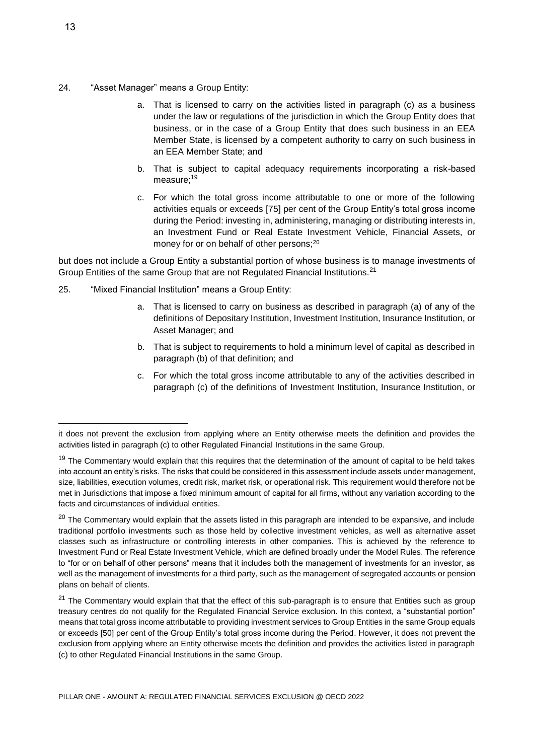24. "Asset Manager" means a Group Entity:

   a. That is licensed to carry on the activities listed in paragraph (c) as a business under the law or regulations of the jurisdiction in which the Group Entity does that business, or in the case of a Group Entity that does such business in an EEA Member State, is licensed by a competent authority to carry on such business in an EEA Member State; and

   b. That is subject to capital adequacy requirements incorporating a risk-based measure;[19]

   c. For which the total gross income attributable to one or more of the following activities equals or exceeds [75] per cent of the Group Entity's total gross income during the Period: investing in, administering, managing or distributing interests in, an Investment Fund or Real Estate Investment Vehicle, Financial Assets, or money for or on behalf of other persons;[20]

but does not include a Group Entity a substantial portion of whose business is to manage investments of Group Entities of the same Group that are not Regulated Financial Institutions.[21]

25. "Mixed Financial Institution" means a Group Entity:

   a. That is licensed to carry on business as described in paragraph (a) of any of the definitions of Depositary Institution, Investment Institution, Insurance Institution, or Asset Manager; and

   b. That is subject to requirements to hold a minimum level of capital as described in paragraph (b) of that definition; and

   c. For which the total gross income attributable to any of the activities described in paragraph (c) of the definitions of Investment Institution, Insurance Institution, or

---

it does not prevent the exclusion from applying where an Entity otherwise meets the definition and provides the activities listed in paragraph (c) to other Regulated Financial Institutions in the same Group.

[19] The Commentary would explain that this requires that the determination of the amount of capital to be held takes into account an entity's risks. The risks that could be considered in this assessment include assets under management, size, liabilities, execution volumes, credit risk, market risk, or operational risk. This requirement would therefore not be met in Jurisdictions that impose a fixed minimum amount of capital for all firms, without any variation according to the facts and circumstances of individual entities.

[20] The Commentary would explain that the assets listed in this paragraph are intended to be expansive, and include traditional portfolio investments such as those held by collective investment vehicles, as well as alternative asset classes such as infrastructure or controlling interests in other companies. This is achieved by the reference to Investment Fund or Real Estate Investment Vehicle, which are defined broadly under the Model Rules. The reference to "for or on behalf of other persons" means that it includes both the management of investments for an investor, as well as the management of investments for a third party, such as the management of segregated accounts or pension plans on behalf of clients.

[21] The Commentary would explain that that the effect of this sub-paragraph is to ensure that Entities such as group treasury centres do not qualify for the Regulated Financial Service exclusion. In this context, a "substantial portion" means that total gross income attributable to providing investment services to Group Entities in the same Group equals or exceeds [50] per cent of the Group Entity's total gross income during the Period. However, it does not prevent the exclusion from applying where an Entity otherwise meets the definition and provides the activities listed in paragraph (c) to other Regulated Financial Institutions in the same Group.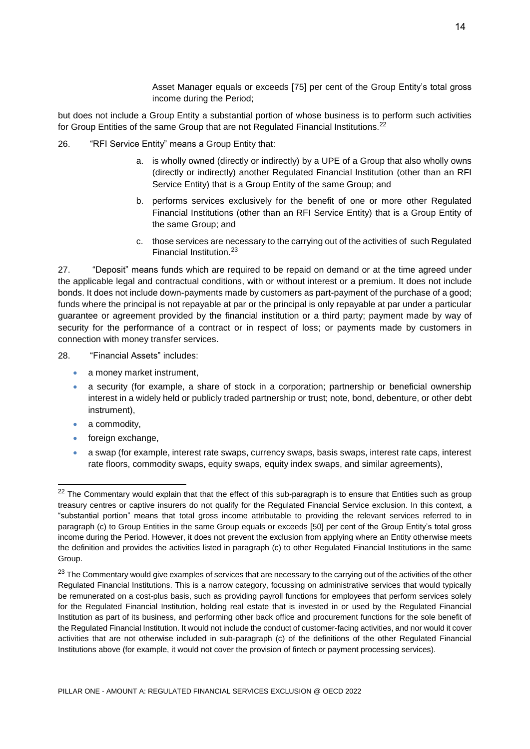Asset Manager equals or exceeds [75] per cent of the Group Entity's total gross income during the Period;

but does not include a Group Entity a substantial portion of whose business is to perform such activities for Group Entities of the same Group that are not Regulated Financial Institutions.[22]

26. "RFI Service Entity" means a Group Entity that:

   a. is wholly owned (directly or indirectly) by a UPE of a Group that also wholly owns (directly or indirectly) another Regulated Financial Institution (other than an RFI Service Entity) that is a Group Entity of the same Group; and

   b. performs services exclusively for the benefit of one or more other Regulated Financial Institutions (other than an RFI Service Entity) that is a Group Entity of the same Group; and

   c. those services are necessary to the carrying out of the activities of such Regulated Financial Institution.[23]

27. "Deposit" means funds which are required to be repaid on demand or at the time agreed under the applicable legal and contractual conditions, with or without interest or a premium. It does not include bonds. It does not include down-payments made by customers as part-payment of the purchase of a good; funds where the principal is not repayable at par or the principal is only repayable at par under a particular guarantee or agreement provided by the financial institution or a third party; payment made by way of security for the performance of a contract or in respect of loss; or payments made by customers in connection with money transfer services.

28. "Financial Assets" includes:

- a money market instrument,
- a security (for example, a share of stock in a corporation; partnership or beneficial ownership interest in a widely held or publicly traded partnership or trust; note, bond, debenture, or other debt instrument),
- a commodity,
- foreign exchange,
- a swap (for example, interest rate swaps, currency swaps, basis swaps, interest rate caps, interest rate floors, commodity swaps, equity swaps, equity index swaps, and similar agreements),

---

[22] The Commentary would explain that that the effect of this sub-paragraph is to ensure that Entities such as group treasury centres or captive insurers do not qualify for the Regulated Financial Service exclusion. In this context, a "substantial portion" means that total gross income attributable to providing the relevant services referred to in paragraph (c) to Group Entities in the same Group equals or exceeds [50] per cent of the Group Entity's total gross income during the Period. However, it does not prevent the exclusion from applying where an Entity otherwise meets the definition and provides the activities listed in paragraph (c) to other Regulated Financial Institutions in the same Group.

[23] The Commentary would give examples of services that are necessary to the carrying out of the activities of the other Regulated Financial Institutions. This is a narrow category, focussing on administrative services that would typically be remunerated on a cost-plus basis, such as providing payroll functions for employees that perform services solely for the Regulated Financial Institution, holding real estate that is invested in or used by the Regulated Financial Institution as part of its business, and performing other back office and procurement functions for the sole benefit of the Regulated Financial Institution. It would not include the conduct of customer-facing activities, and nor would it cover activities that are not otherwise included in sub-paragraph (c) of the definitions of the other Regulated Financial Institutions above (for example, it would not cover the provision of fintech or payment processing services).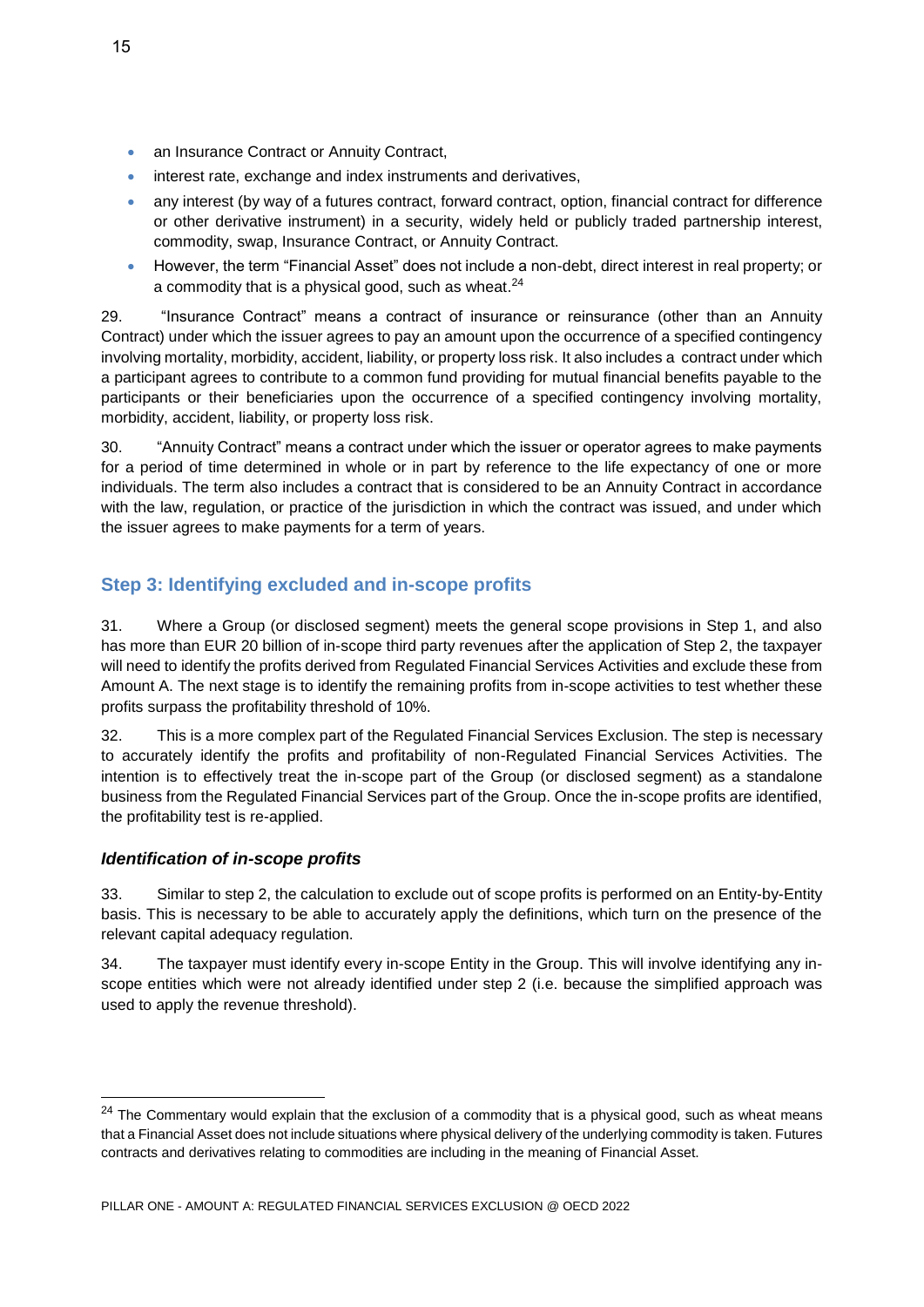- an Insurance Contract or Annuity Contract,
- interest rate, exchange and index instruments and derivatives,
- any interest (by way of a futures contract, forward contract, option, financial contract for difference or other derivative instrument) in a security, widely held or publicly traded partnership interest, commodity, swap, Insurance Contract, or Annuity Contract.
- However, the term "Financial Asset" does not include a non-debt, direct interest in real property; or a commodity that is a physical good, such as wheat.[24]

29. "Insurance Contract" means a contract of insurance or reinsurance (other than an Annuity Contract) under which the issuer agrees to pay an amount upon the occurrence of a specified contingency involving mortality, morbidity, accident, liability, or property loss risk. It also includes a contract under which a participant agrees to contribute to a common fund providing for mutual financial benefits payable to the participants or their beneficiaries upon the occurrence of a specified contingency involving mortality, morbidity, accident, liability, or property loss risk.

30. "Annuity Contract" means a contract under which the issuer or operator agrees to make payments for a period of time determined in whole or in part by reference to the life expectancy of one or more individuals. The term also includes a contract that is considered to be an Annuity Contract in accordance with the law, regulation, or practice of the jurisdiction in which the contract was issued, and under which the issuer agrees to make payments for a term of years.

## Step 3: Identifying excluded and in-scope profits

31. Where a Group (or disclosed segment) meets the general scope provisions in Step 1, and also has more than EUR 20 billion of in-scope third party revenues after the application of Step 2, the taxpayer will need to identify the profits derived from Regulated Financial Services Activities and exclude these from Amount A. The next stage is to identify the remaining profits from in-scope activities to test whether these profits surpass the profitability threshold of 10%.

32. This is a more complex part of the Regulated Financial Services Exclusion. The step is necessary to accurately identify the profits and profitability of non-Regulated Financial Services Activities. The intention is to effectively treat the in-scope part of the Group (or disclosed segment) as a standalone business from the Regulated Financial Services part of the Group. Once the in-scope profits are identified, the profitability test is re-applied.

### *Identification of in-scope profits*

33. Similar to step 2, the calculation to exclude out of scope profits is performed on an Entity-by-Entity basis. This is necessary to be able to accurately apply the definitions, which turn on the presence of the relevant capital adequacy regulation.

34. The taxpayer must identify every in-scope Entity in the Group. This will involve identifying any in-scope entities which were not already identified under step 2 (i.e. because the simplified approach was used to apply the revenue threshold).

---

[24] The Commentary would explain that the exclusion of a commodity that is a physical good, such as wheat means that a Financial Asset does not include situations where physical delivery of the underlying commodity is taken. Futures contracts and derivatives relating to commodities are including in the meaning of Financial Asset.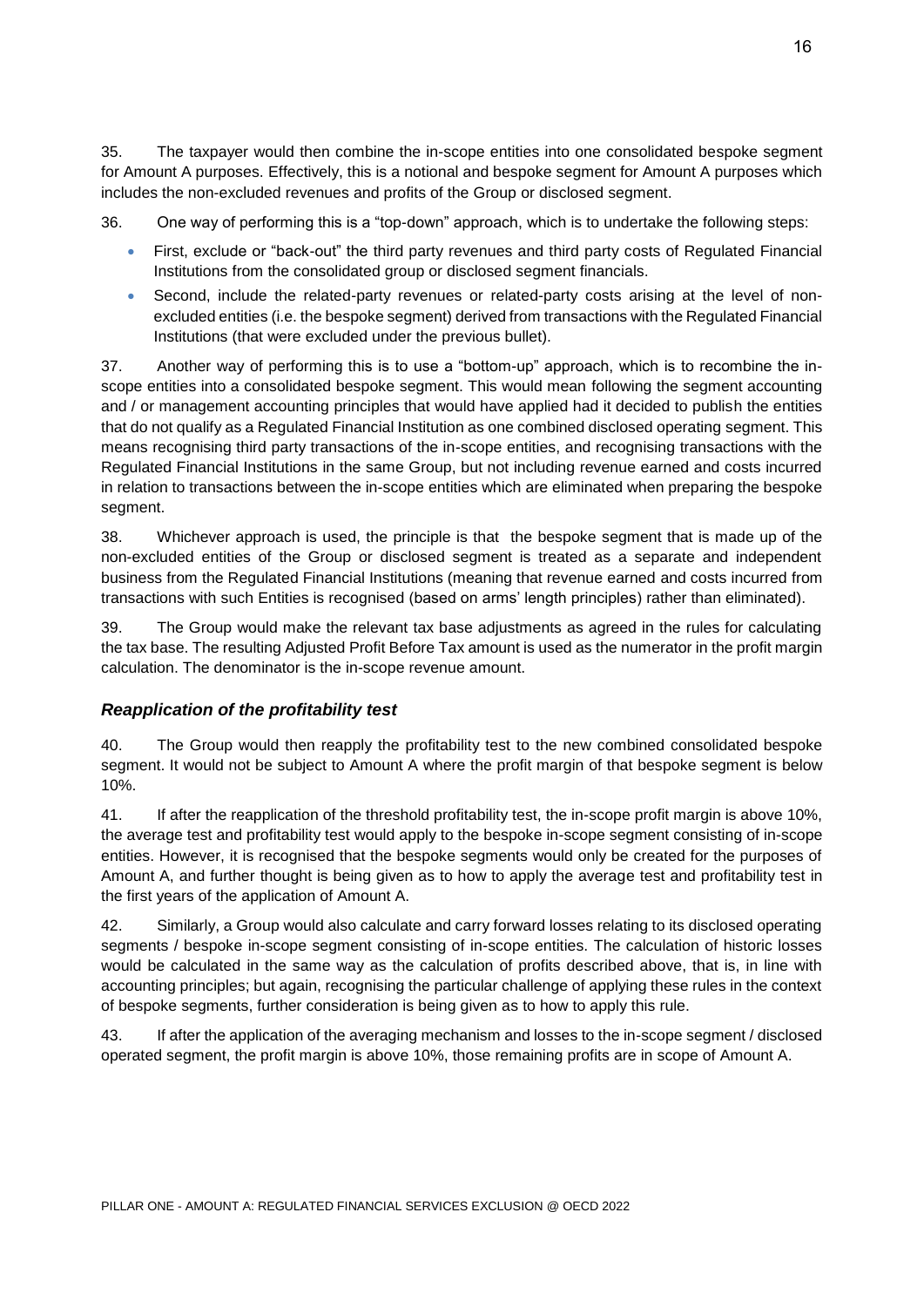35. The taxpayer would then combine the in-scope entities into one consolidated bespoke segment for Amount A purposes. Effectively, this is a notional and bespoke segment for Amount A purposes which includes the non-excluded revenues and profits of the Group or disclosed segment.

36. One way of performing this is a "top-down" approach, which is to undertake the following steps:

- First, exclude or "back-out" the third party revenues and third party costs of Regulated Financial Institutions from the consolidated group or disclosed segment financials.
- Second, include the related-party revenues or related-party costs arising at the level of non-excluded entities (i.e. the bespoke segment) derived from transactions with the Regulated Financial Institutions (that were excluded under the previous bullet).

37. Another way of performing this is to use a "bottom-up" approach, which is to recombine the in-scope entities into a consolidated bespoke segment. This would mean following the segment accounting and / or management accounting principles that would have applied had it decided to publish the entities that do not qualify as a Regulated Financial Institution as one combined disclosed operating segment. This means recognising third party transactions of the in-scope entities, and recognising transactions with the Regulated Financial Institutions in the same Group, but not including revenue earned and costs incurred in relation to transactions between the in-scope entities which are eliminated when preparing the bespoke segment.

38. Whichever approach is used, the principle is that the bespoke segment that is made up of the non-excluded entities of the Group or disclosed segment is treated as a separate and independent business from the Regulated Financial Institutions (meaning that revenue earned and costs incurred from transactions with such Entities is recognised (based on arms' length principles) rather than eliminated).

39. The Group would make the relevant tax base adjustments as agreed in the rules for calculating the tax base. The resulting Adjusted Profit Before Tax amount is used as the numerator in the profit margin calculation. The denominator is the in-scope revenue amount.

### *Reapplication of the profitability test*

40. The Group would then reapply the profitability test to the new combined consolidated bespoke segment. It would not be subject to Amount A where the profit margin of that bespoke segment is below 10%.

41. If after the reapplication of the threshold profitability test, the in-scope profit margin is above 10%, the average test and profitability test would apply to the bespoke in-scope segment consisting of in-scope entities. However, it is recognised that the bespoke segments would only be created for the purposes of Amount A, and further thought is being given as to how to apply the average test and profitability test in the first years of the application of Amount A.

42. Similarly, a Group would also calculate and carry forward losses relating to its disclosed operating segments / bespoke in-scope segment consisting of in-scope entities. The calculation of historic losses would be calculated in the same way as the calculation of profits described above, that is, in line with accounting principles; but again, recognising the particular challenge of applying these rules in the context of bespoke segments, further consideration is being given as to how to apply this rule.

43. If after the application of the averaging mechanism and losses to the in-scope segment / disclosed operated segment, the profit margin is above 10%, those remaining profits are in scope of Amount A.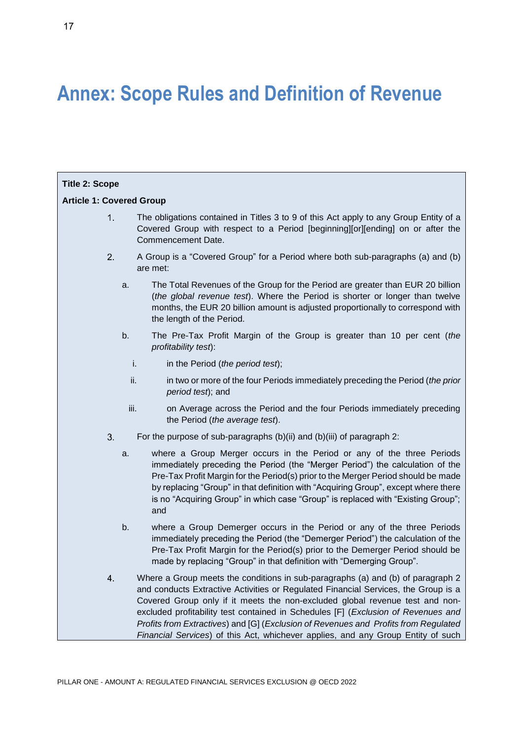# Annex: Scope Rules and Definition of Revenue

**Title 2: Scope**

**Article 1: Covered Group**

1. The obligations contained in Titles 3 to 9 of this Act apply to any Group Entity of a Covered Group with respect to a Period [beginning][or][ending] on or after the Commencement Date.

2. A Group is a "Covered Group" for a Period where both sub-paragraphs (a) and (b) are met:

   a. The Total Revenues of the Group for the Period are greater than EUR 20 billion (*the global revenue test*). Where the Period is shorter or longer than twelve months, the EUR 20 billion amount is adjusted proportionally to correspond with the length of the Period.

   b. The Pre-Tax Profit Margin of the Group is greater than 10 per cent (*the profitability test*):

      i. in the Period (*the period test*);

      ii. in two or more of the four Periods immediately preceding the Period (*the prior period test*); and

      iii. on Average across the Period and the four Periods immediately preceding the Period (*the average test*).

3. For the purpose of sub-paragraphs (b)(ii) and (b)(iii) of paragraph 2:

   a. where a Group Merger occurs in the Period or any of the three Periods immediately preceding the Period (the "Merger Period") the calculation of the Pre-Tax Profit Margin for the Period(s) prior to the Merger Period should be made by replacing "Group" in that definition with "Acquiring Group", except where there is no "Acquiring Group" in which case "Group" is replaced with "Existing Group"; and

   b. where a Group Demerger occurs in the Period or any of the three Periods immediately preceding the Period (the "Demerger Period") the calculation of the Pre-Tax Profit Margin for the Period(s) prior to the Demerger Period should be made by replacing "Group" in that definition with "Demerging Group".

4. Where a Group meets the conditions in sub-paragraphs (a) and (b) of paragraph 2 and conducts Extractive Activities or Regulated Financial Services, the Group is a Covered Group only if it meets the non-excluded global revenue test and non-excluded profitability test contained in Schedules [F] (*Exclusion of Revenues and Profits from Extractives*) and [G] (*Exclusion of Revenues and Profits from Regulated Financial Services*) of this Act, whichever applies, and any Group Entity of such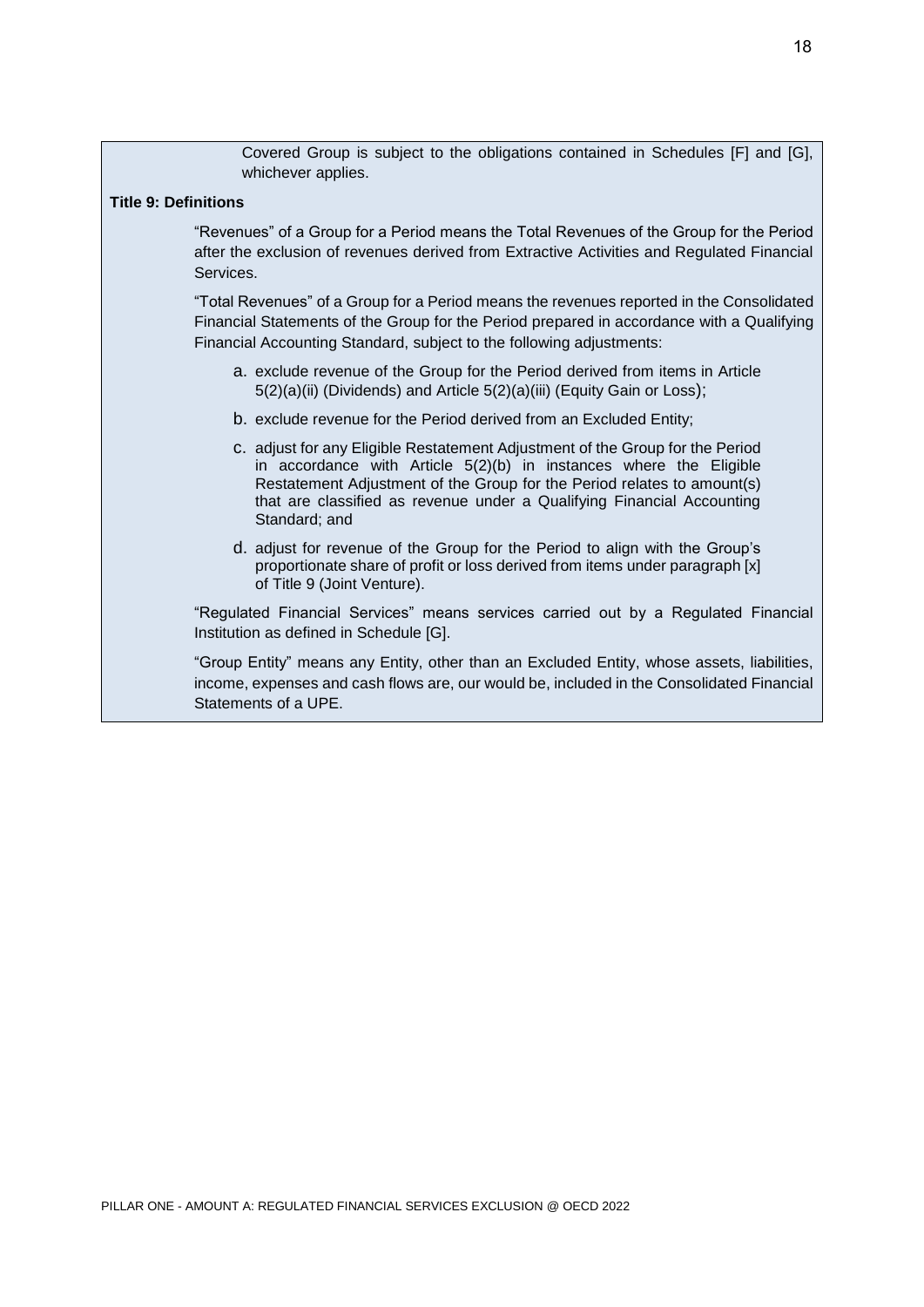Covered Group is subject to the obligations contained in Schedules [F] and [G], whichever applies.

**Title 9: Definitions**

"Revenues" of a Group for a Period means the Total Revenues of the Group for the Period after the exclusion of revenues derived from Extractive Activities and Regulated Financial Services.

"Total Revenues" of a Group for a Period means the revenues reported in the Consolidated Financial Statements of the Group for the Period prepared in accordance with a Qualifying Financial Accounting Standard, subject to the following adjustments:

a. exclude revenue of the Group for the Period derived from items in Article 5(2)(a)(ii) (Dividends) and Article 5(2)(a)(iii) (Equity Gain or Loss);

b. exclude revenue for the Period derived from an Excluded Entity;

c. adjust for any Eligible Restatement Adjustment of the Group for the Period in accordance with Article 5(2)(b) in instances where the Eligible Restatement Adjustment of the Group for the Period relates to amount(s) that are classified as revenue under a Qualifying Financial Accounting Standard; and

d. adjust for revenue of the Group for the Period to align with the Group's proportionate share of profit or loss derived from items under paragraph [x] of Title 9 (Joint Venture).

"Regulated Financial Services" means services carried out by a Regulated Financial Institution as defined in Schedule [G].

"Group Entity" means any Entity, other than an Excluded Entity, whose assets, liabilities, income, expenses and cash flows are, our would be, included in the Consolidated Financial Statements of a UPE.